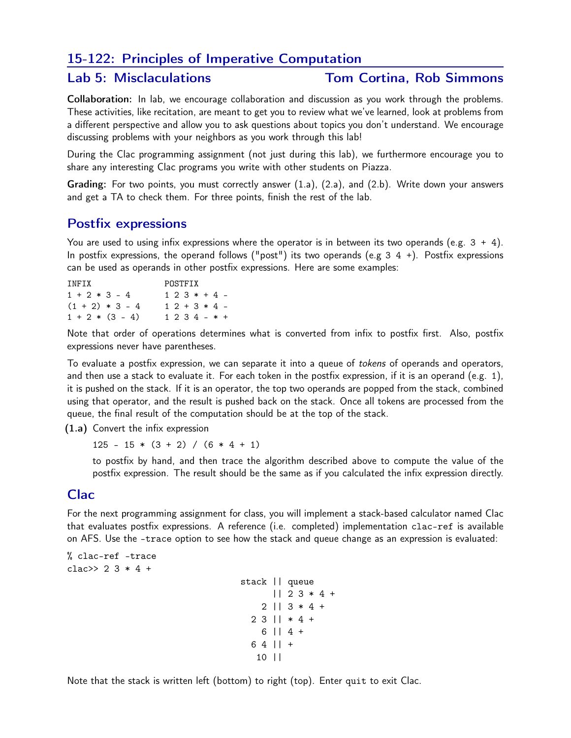# 15-122: Principles of Imperative Computation

## Lab 5: Misclaculations — Tom Cortina, Rob Simmons

**Collaboration:** In lab, we encourage collaboration and discussion as you work through the problems. These activities, like recitation, are meant to get you to review what we've learned, look at problems from a different perspective and allow you to ask questions about topics you don't understand. We encourage discussing problems with your neighbors as you work through this lab!

During the Clac programming assignment (not just during this lab), we furthermore encourage you to share any interesting Clac programs you write with other students on Piazza.

**Grading:** For two points, you must correctly answer (1.a), (2.a), and (2.b). Write down your answers and get a TA to check them. For three points, finish the rest of the lab.

## Postfix expressions

You are used to using infix expressions where the operator is in between its two operands (e.g. `3 + 4`). In postfix expressions, the operand follows ("post") its two operands (e.g `3 4 +`). Postfix expressions can be used as operands in other postfix expressions. Here are some examples:

```
INFIX              POSTFIX
1 + 2 * 3 - 4      1 2 3 * + 4 -
(1 + 2) * 3 - 4    1 2 + 3 * 4 -
1 + 2 * (3 - 4)    1 2 3 4 - * +
```

Note that order of operations determines what is converted from infix to postfix first. Also, postfix expressions never have parentheses.

To evaluate a postfix expression, we can separate it into a queue of *tokens* of operands and operators, and then use a stack to evaluate it. For each token in the postfix expression, if it is an operand (e.g. 1), it is pushed on the stack. If it is an operator, the top two operands are popped from the stack, combined using that operator, and the result is pushed back on the stack. Once all tokens are processed from the queue, the final result of the computation should be at the top of the stack.

**(1.a)** Convert the infix expression

```
125 - 15 * (3 + 2) / (6 * 4 + 1)
```

to postfix by hand, and then trace the algorithm described above to compute the value of the postfix expression. The result should be the same as if you calculated the infix expression directly.

## Clac

For the next programming assignment for class, you will implement a stack-based calculator named Clac that evaluates postfix expressions. A reference (i.e. completed) implementation `clac-ref` is available on AFS. Use the `-trace` option to see how the stack and queue change as an expression is evaluated:

```
% clac-ref -trace
clac>> 2 3 * 4 +

                                        stack || queue
                                              || 2 3 * 4 +
                                            2 || 3 * 4 +
                                          2 3 || * 4 +
                                            6 || 4 +
                                          6 4 || +
                                           10 ||
```

Note that the stack is written left (bottom) to right (top). Enter `quit` to exit Clac.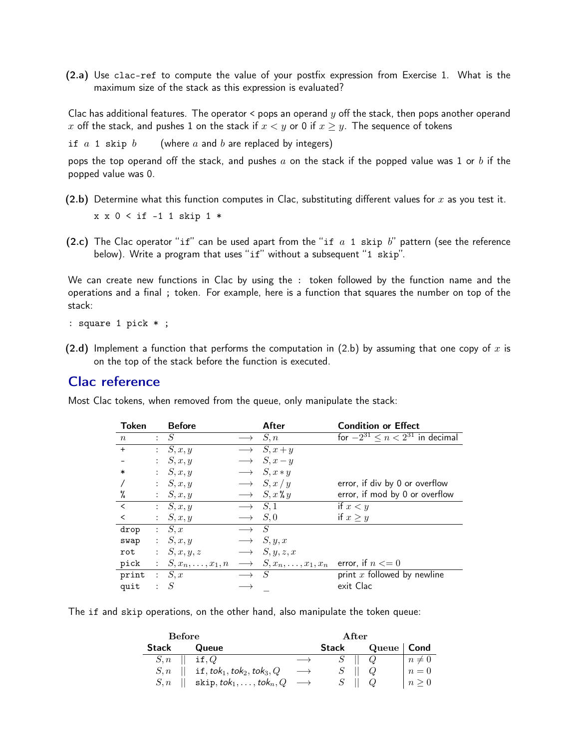**(2.a)** Use `clac-ref` to compute the value of your postfix expression from Exercise 1. What is the maximum size of the stack as this expression is evaluated?

Clac has additional features. The operator `<` pops an operand $y$ off the stack, then pops another operand $x$ off the stack, and pushes 1 on the stack if $x < y$ or 0 if $x \geq y$. The sequence of tokens

`if` $a$ `1 skip` $b$     (where $a$ and $b$ are replaced by integers)

pops the top operand off the stack, and pushes $a$ on the stack if the popped value was 1 or $b$ if the popped value was 0.

**(2.b)** Determine what this function computes in Clac, substituting different values for $x$ as you test it.

```
x x 0 < if -1 1 skip 1 *
```

**(2.c)** The Clac operator "`if`" can be used apart from the "`if` $a$ `1 skip` $b$" pattern (see the reference below). Write a program that uses "`if`" without a subsequent "`1 skip`".

We can create new functions in Clac by using the `:` token followed by the function name and the operations and a final `;` token. For example, here is a function that squares the number on top of the stack:

```
: square 1 pick * ;
```

**(2.d)** Implement a function that performs the computation in (2.b) by assuming that one copy of $x$ is on the top of the stack before the function is executed.

## Clac reference

Most Clac tokens, when removed from the queue, only manipulate the stack:

| Token | | Before | | After | Condition or Effect |
|---|---|---|---|---|---|
| $n$ | : | $S$ | $\longrightarrow$ | $S, n$ | for $-2^{31} \leq n < 2^{31}$ in decimal |
| + | : | $S, x, y$ | $\longrightarrow$ | $S, x + y$ | |
| - | : | $S, x, y$ | $\longrightarrow$ | $S, x - y$ | |
| * | : | $S, x, y$ | $\longrightarrow$ | $S, x * y$ | |
| / | : | $S, x, y$ | $\longrightarrow$ | $S, x \,/\, y$ | error, if div by 0 or overflow |
| % | : | $S, x, y$ | $\longrightarrow$ | $S, x \,\%\, y$ | error, if mod by 0 or overflow |
| < | : | $S, x, y$ | $\longrightarrow$ | $S, 1$ | if $x < y$ |
| < | : | $S, x, y$ | $\longrightarrow$ | $S, 0$ | if $x \geq y$ |
| drop | : | $S, x$ | $\longrightarrow$ | $S$ | |
| swap | : | $S, x, y$ | $\longrightarrow$ | $S, y, x$ | |
| rot | : | $S, x, y, z$ | $\longrightarrow$ | $S, y, z, x$ | |
| pick | : | $S, x_n, \ldots, x_1, n$ | $\longrightarrow$ | $S, x_n, \ldots, x_1, x_n$ | error, if $n <= 0$ |
| print | : | $S, x$ | $\longrightarrow$ | $S$ | print $x$ followed by newline |
| quit | : | $S$ | $\longrightarrow$ | _ | exit Clac |

The `if` and `skip` operations, on the other hand, also manipulate the token queue:

| Before | | | | After | | | |
|---|---|---|---|---|---|---|---|
| **Stack** | | **Queue** | | **Stack** | | **Queue** | **Cond** |
| $S, n$ | \|\| | if, $Q$ | $\longrightarrow$ | $S$ | \|\| | $Q$ | $n \neq 0$ |
| $S, n$ | \|\| | if, *tok*$_1$, *tok*$_2$, *tok*$_3$, $Q$ | $\longrightarrow$ | $S$ | \|\| | $Q$ | $n = 0$ |
| $S, n$ | \|\| | skip, *tok*$_1$, $\ldots$, *tok*$_n$, $Q$ | $\longrightarrow$ | $S$ | \|\| | $Q$ | $n \geq 0$ |